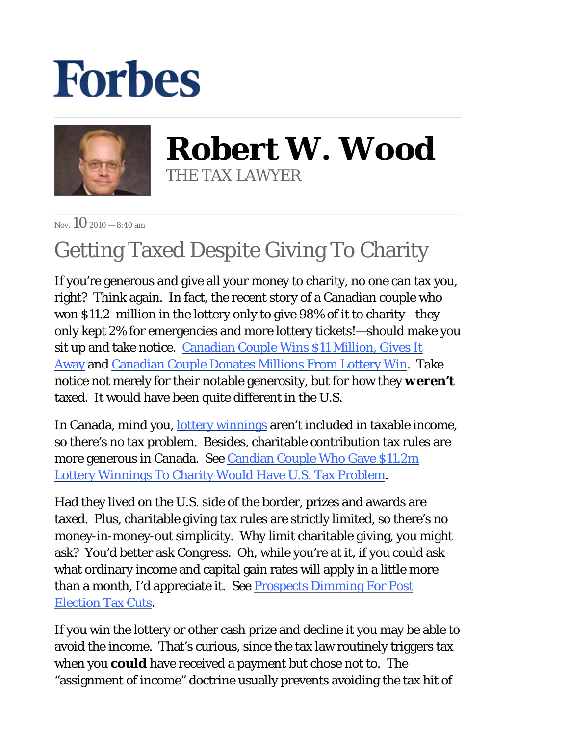# Forbes

## Robert W. Wood

THE TAX LAWYER

Nov. 10 2010 — 8:40 am |

# Getting Taxed Despite Giving To Charity

If you're generous and give all your money to charity, no one can tax you, right? Think again. In fact, the recent story of a Canadian couple who won $11.2 million in the lottery only to give 98% of it to charity—they only kept 2% for emergencies and more lottery tickets!—should make you sit up and take notice. [Canadian Couple Wins $11 Million, Gives It Away]() and [Canadian Couple Donates Millions From Lottery Win](). Take notice not merely for their notable generosity, but for how they **weren't** taxed. It would have been quite different in the U.S.

In Canada, mind you, [lottery winnings]() aren't included in taxable income, so there's no tax problem. Besides, charitable contribution tax rules are more generous in Canada. See [Candian Couple Who Gave $11.2m Lottery Winnings To Charity Would Have U.S. Tax Problem]().

Had they lived on the U.S. side of the border, prizes and awards are taxed. Plus, charitable giving tax rules are strictly limited, so there's no money-in-money-out simplicity. Why limit charitable giving, you might ask? You'd better ask Congress. Oh, while you're at it, if you could ask what ordinary income and capital gain rates will apply in a little more than a month, I'd appreciate it. See [Prospects Dimming For Post Election Tax Cuts]().

If you win the lottery or other cash prize and decline it you may be able to avoid the income. That's curious, since the tax law routinely triggers tax when you **could** have received a payment but chose not to. The "assignment of income" doctrine usually prevents avoiding the tax hit of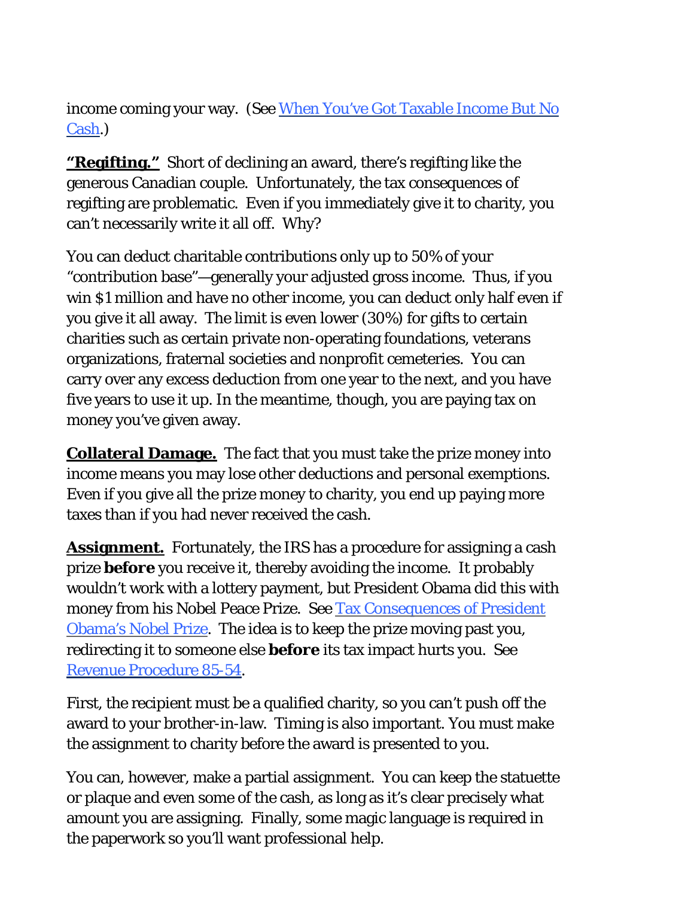income coming your way. (See [When You've Got Taxable Income But No Cash](#).)

**"Regifting."** Short of declining an award, there's regifting like the generous Canadian couple. Unfortunately, the tax consequences of regifting are problematic. Even if you immediately give it to charity, you can't necessarily write it all off. Why?

You can deduct charitable contributions only up to 50% of your "contribution base"—generally your adjusted gross income. Thus, if you win $1 million and have no other income, you can deduct only half even if you give it all away. The limit is even lower (30%) for gifts to certain charities such as certain private non-operating foundations, veterans organizations, fraternal societies and nonprofit cemeteries. You can carry over any excess deduction from one year to the next, and you have five years to use it up. In the meantime, though, you are paying tax on money you've given away.

**Collateral Damage.** The fact that you must take the prize money into income means you may lose other deductions and personal exemptions. Even if you give all the prize money to charity, you end up paying more taxes than if you had never received the cash.

**Assignment.** Fortunately, the IRS has a procedure for assigning a cash prize **before** you receive it, thereby avoiding the income. It probably wouldn't work with a lottery payment, but President Obama did this with money from his Nobel Peace Prize. See [Tax Consequences of President Obama's Nobel Prize](#). The idea is to keep the prize moving past you, redirecting it to someone else **before** its tax impact hurts you. See [Revenue Procedure 85-54](#).

First, the recipient must be a qualified charity, so you can't push off the award to your brother-in-law. Timing is also important. You must make the assignment to charity before the award is presented to you.

You can, however, make a partial assignment. You can keep the statuette or plaque and even some of the cash, as long as it's clear precisely what amount you are assigning. Finally, some magic language is required in the paperwork so you'll want professional help.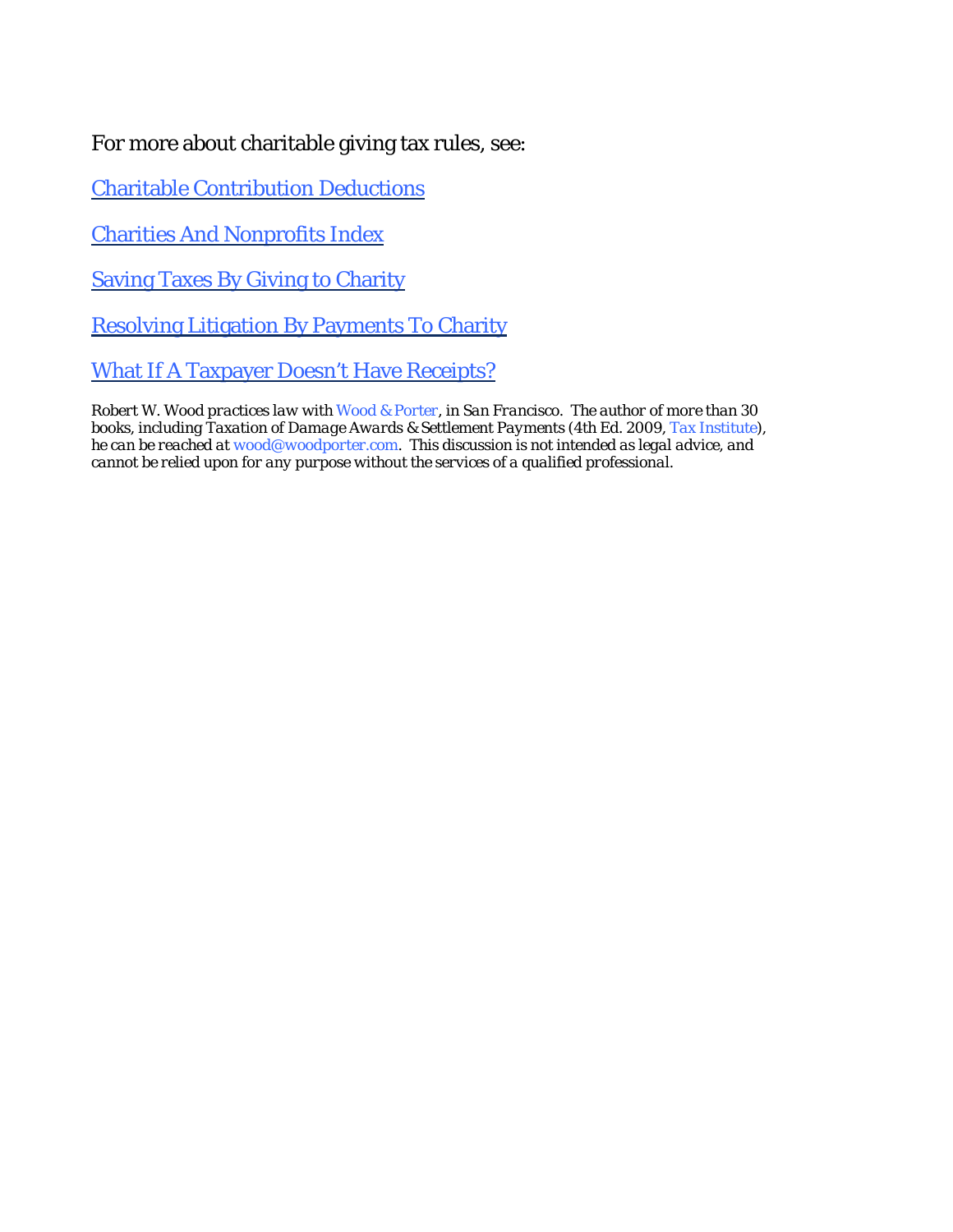For more about charitable giving tax rules, see:

Charitable Contribution Deductions

Charities And Nonprofits Index

Saving Taxes By Giving to Charity

Resolving Litigation By Payments To Charity

What If A Taxpayer Doesn't Have Receipts?

*Robert W. Wood practices law with Wood & Porter, in San Francisco. The author of more than 30 books, including Taxation of Damage Awards & Settlement Payments (4th Ed. 2009, Tax Institute), he can be reached at wood@woodporter.com. This discussion is not intended as legal advice, and cannot be relied upon for any purpose without the services of a qualified professional.*